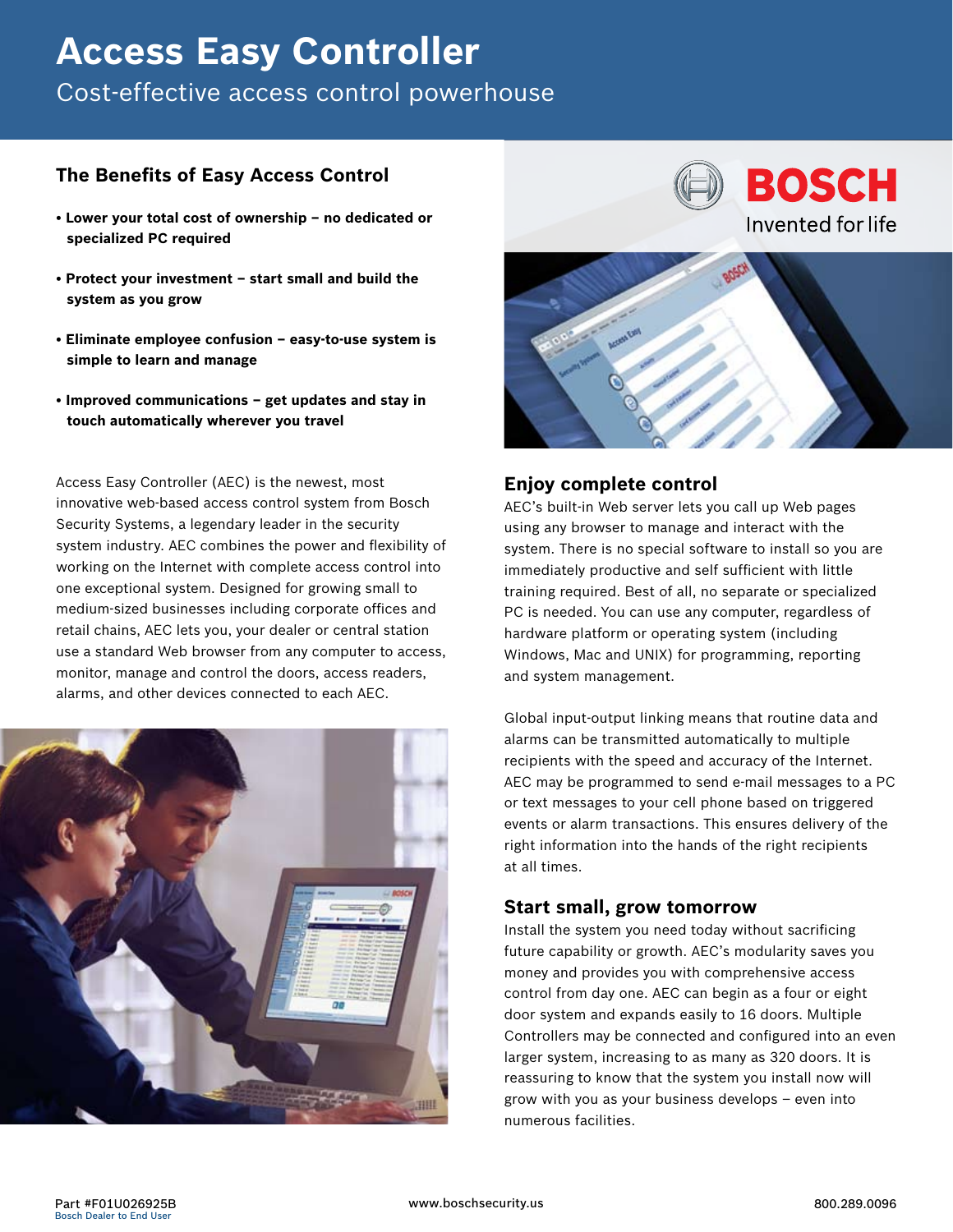# Access Easy Controller

Cost-effective access control powerhouse

## The Benefits of Easy Access Control

- **Lower your total cost of ownership – no dedicated or specialized PC required**
- **Protect your investment – start small and build the system as you grow**
- **Eliminate employee confusion – easy-to-use system is simple to learn and manage**
- **Improved communications – get updates and stay in touch automatically wherever you travel**

Access Easy Controller (AEC) is the newest, most innovative web-based access control system from Bosch Security Systems, a legendary leader in the security system industry. AEC combines the power and flexibility of working on the Internet with complete access control into one exceptional system. Designed for growing small to medium-sized businesses including corporate offices and retail chains, AEC lets you, your dealer or central station use a standard Web browser from any computer to access, monitor, manage and control the doors, access readers, alarms, and other devices connected to each AEC.

BOSCH

Invented for life

## Enjoy complete control

AEC's built-in Web server lets you call up Web pages using any browser to manage and interact with the system. There is no special software to install so you are immediately productive and self sufficient with little training required. Best of all, no separate or specialized PC is needed. You can use any computer, regardless of hardware platform or operating system (including Windows, Mac and UNIX) for programming, reporting and system management.

Global input-output linking means that routine data and alarms can be transmitted automatically to multiple recipients with the speed and accuracy of the Internet. AEC may be programmed to send e-mail messages to a PC or text messages to your cell phone based on triggered events or alarm transactions. This ensures delivery of the right information into the hands of the right recipients at all times.

## Start small, grow tomorrow

Install the system you need today without sacrificing future capability or growth. AEC's modularity saves you money and provides you with comprehensive access control from day one. AEC can begin as a four or eight door system and expands easily to 16 doors. Multiple Controllers may be connected and configured into an even larger system, increasing to as many as 320 doors. It is reassuring to know that the system you install now will grow with you as your business develops – even into numerous facilities.

Part #F01U026925B
Bosch Dealer to End User

www.boschsecurity.us

800.289.0096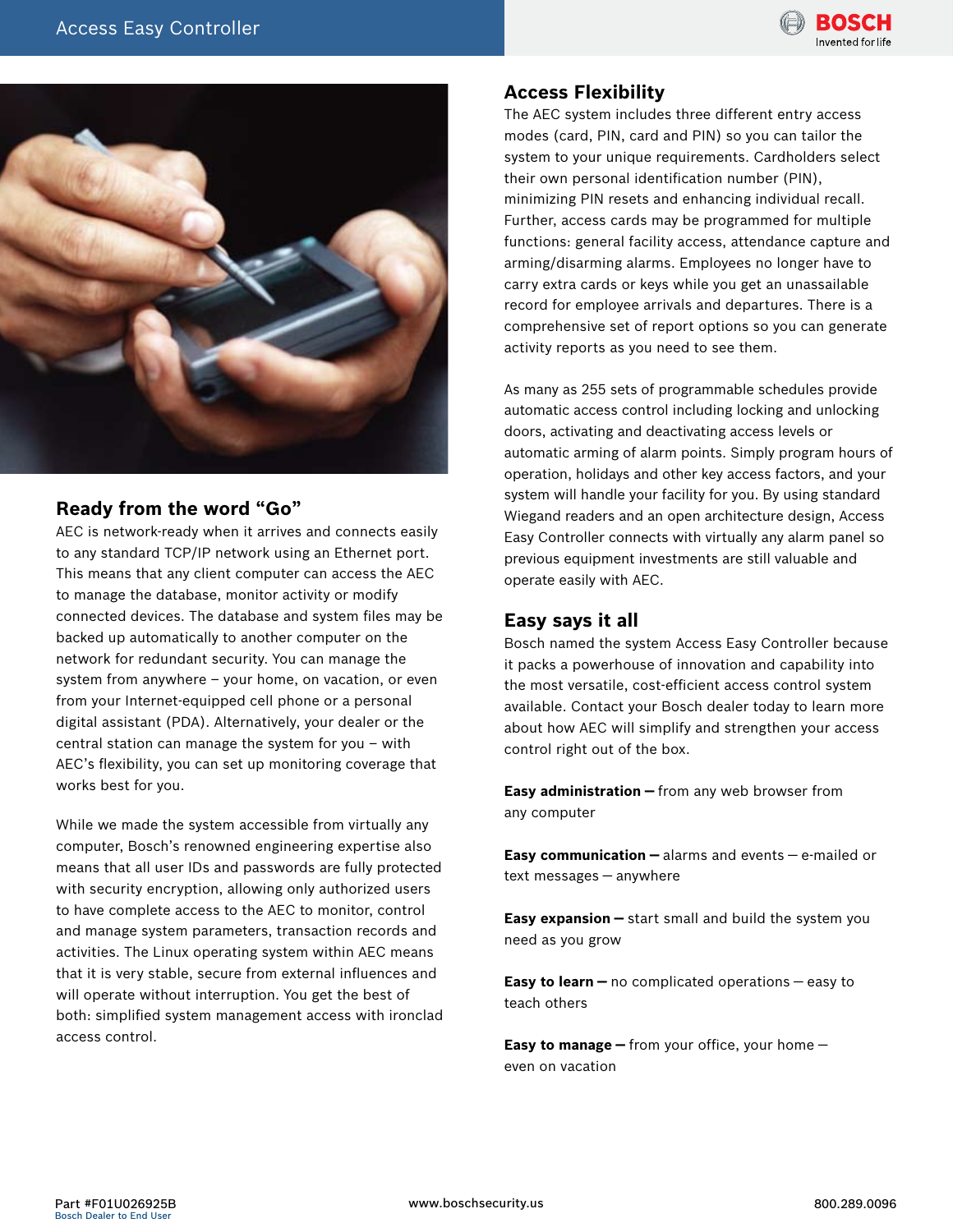## Ready from the word "Go"

AEC is network-ready when it arrives and connects easily to any standard TCP/IP network using an Ethernet port. This means that any client computer can access the AEC to manage the database, monitor activity or modify connected devices. The database and system files may be backed up automatically to another computer on the network for redundant security. You can manage the system from anywhere – your home, on vacation, or even from your Internet-equipped cell phone or a personal digital assistant (PDA). Alternatively, your dealer or the central station can manage the system for you – with AEC's flexibility, you can set up monitoring coverage that works best for you.

While we made the system accessible from virtually any computer, Bosch's renowned engineering expertise also means that all user IDs and passwords are fully protected with security encryption, allowing only authorized users to have complete access to the AEC to monitor, control and manage system parameters, transaction records and activities. The Linux operating system within AEC means that it is very stable, secure from external influences and will operate without interruption. You get the best of both: simplified system management access with ironclad access control.

## Access Flexibility

The AEC system includes three different entry access modes (card, PIN, card and PIN) so you can tailor the system to your unique requirements. Cardholders select their own personal identification number (PIN), minimizing PIN resets and enhancing individual recall. Further, access cards may be programmed for multiple functions: general facility access, attendance capture and arming/disarming alarms. Employees no longer have to carry extra cards or keys while you get an unassailable record for employee arrivals and departures. There is a comprehensive set of report options so you can generate activity reports as you need to see them.

As many as 255 sets of programmable schedules provide automatic access control including locking and unlocking doors, activating and deactivating access levels or automatic arming of alarm points. Simply program hours of operation, holidays and other key access factors, and your system will handle your facility for you. By using standard Wiegand readers and an open architecture design, Access Easy Controller connects with virtually any alarm panel so previous equipment investments are still valuable and operate easily with AEC.

## Easy says it all

Bosch named the system Access Easy Controller because it packs a powerhouse of innovation and capability into the most versatile, cost-efficient access control system available. Contact your Bosch dealer today to learn more about how AEC will simplify and strengthen your access control right out of the box.

**Easy administration –** from any web browser from any computer

**Easy communication –** alarms and events – e-mailed or text messages – anywhere

**Easy expansion –** start small and build the system you need as you grow

**Easy to learn –** no complicated operations – easy to teach others

**Easy to manage –** from your office, your home – even on vacation

Part #F01U026925B
Bosch Dealer to End User

www.boschsecurity.us

800.289.0096